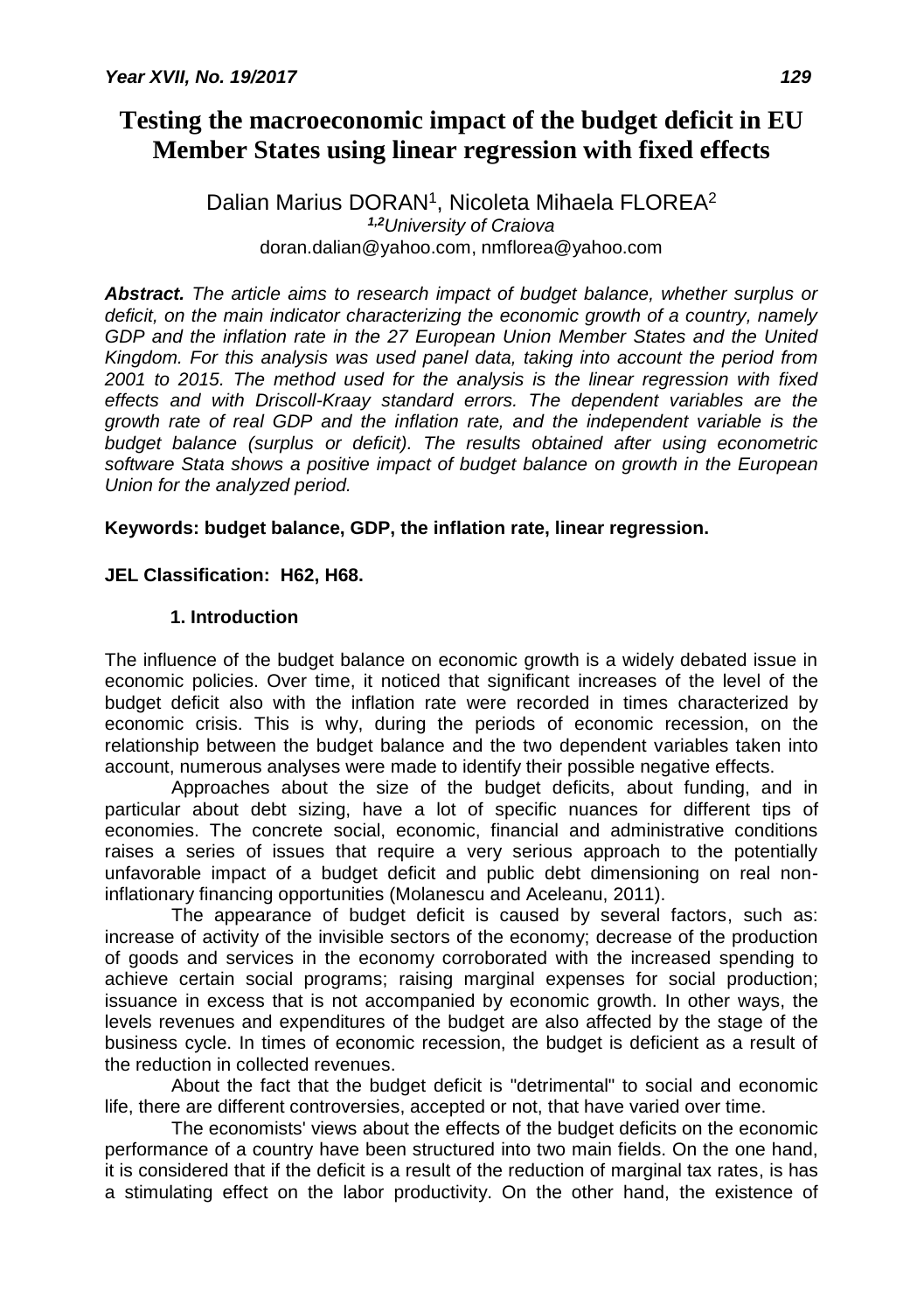# Testing the macroeconomic impact of the budget deficit in EU Member States using linear regression with fixed effects

Dalian Marius DORAN[1], Nicoleta Mihaela FLOREA[2]
*[1,2]University of Craiova*
doran.dalian@yahoo.com, nmflorea@yahoo.com

***Abstract.*** *The article aims to research impact of budget balance, whether surplus or deficit, on the main indicator characterizing the economic growth of a country, namely GDP and the inflation rate in the 27 European Union Member States and the United Kingdom. For this analysis was used panel data, taking into account the period from 2001 to 2015. The method used for the analysis is the linear regression with fixed effects and with Driscoll-Kraay standard errors. The dependent variables are the growth rate of real GDP and the inflation rate, and the independent variable is the budget balance (surplus or deficit). The results obtained after using econometric software Stata shows a positive impact of budget balance on growth in the European Union for the analyzed period.*

**Keywords: budget balance, GDP, the inflation rate, linear regression.**

**JEL Classification: H62, H68.**

## 1. Introduction

The influence of the budget balance on economic growth is a widely debated issue in economic policies. Over time, it noticed that significant increases of the level of the budget deficit also with the inflation rate were recorded in times characterized by economic crisis. This is why, during the periods of economic recession, on the relationship between the budget balance and the two dependent variables taken into account, numerous analyses were made to identify their possible negative effects.

Approaches about the size of the budget deficits, about funding, and in particular about debt sizing, have a lot of specific nuances for different tips of economies. The concrete social, economic, financial and administrative conditions raises a series of issues that require a very serious approach to the potentially unfavorable impact of a budget deficit and public debt dimensioning on real non-inflationary financing opportunities (Molanescu and Aceleanu, 2011).

The appearance of budget deficit is caused by several factors, such as: increase of activity of the invisible sectors of the economy; decrease of the production of goods and services in the economy corroborated with the increased spending to achieve certain social programs; raising marginal expenses for social production; issuance in excess that is not accompanied by economic growth. In other ways, the levels revenues and expenditures of the budget are also affected by the stage of the business cycle. In times of economic recession, the budget is deficient as a result of the reduction in collected revenues.

About the fact that the budget deficit is "detrimental" to social and economic life, there are different controversies, accepted or not, that have varied over time.

The economists' views about the effects of the budget deficits on the economic performance of a country have been structured into two main fields. On the one hand, it is considered that if the deficit is a result of the reduction of marginal tax rates, is has a stimulating effect on the labor productivity. On the other hand, the existence of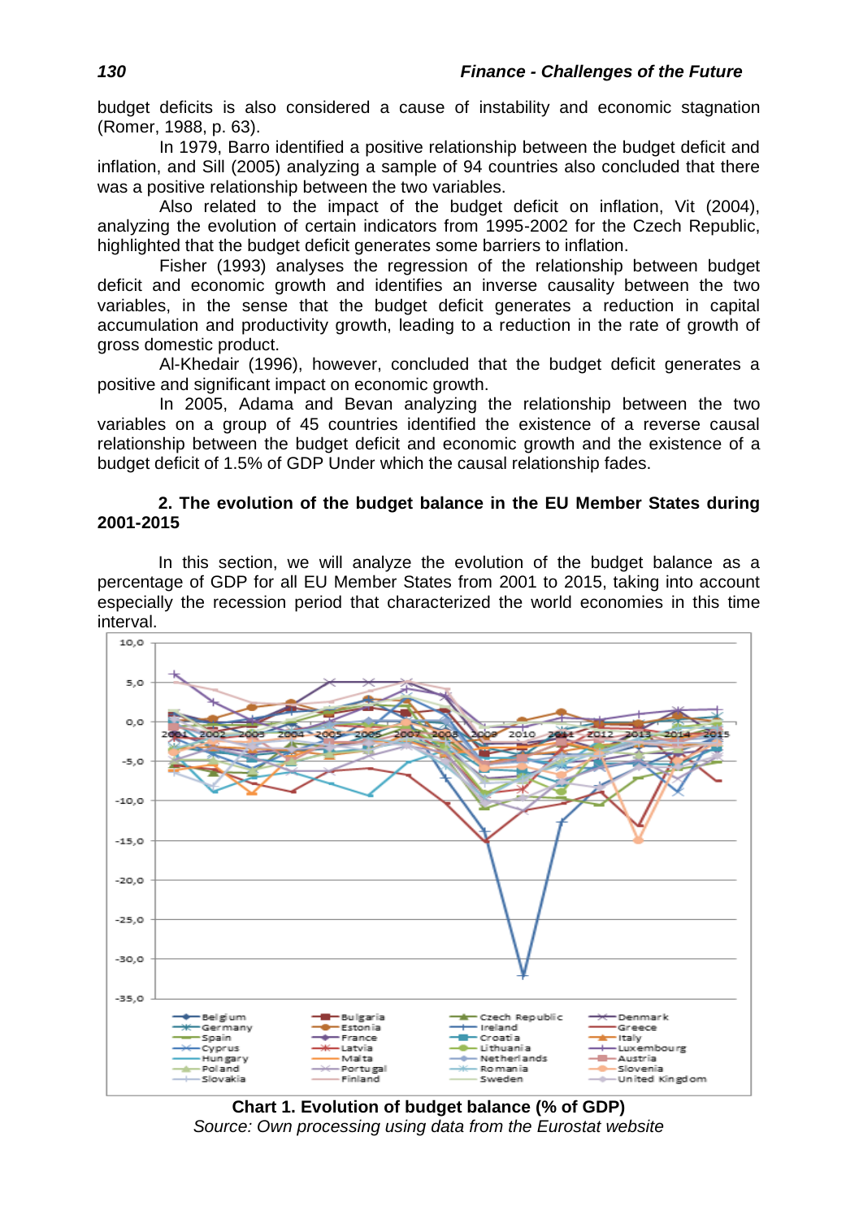budget deficits is also considered a cause of instability and economic stagnation (Romer, 1988, p. 63).

In 1979, Barro identified a positive relationship between the budget deficit and inflation, and Sill (2005) analyzing a sample of 94 countries also concluded that there was a positive relationship between the two variables.

Also related to the impact of the budget deficit on inflation, Vit (2004), analyzing the evolution of certain indicators from 1995-2002 for the Czech Republic, highlighted that the budget deficit generates some barriers to inflation.

Fisher (1993) analyses the regression of the relationship between budget deficit and economic growth and identifies an inverse causality between the two variables, in the sense that the budget deficit generates a reduction in capital accumulation and productivity growth, leading to a reduction in the rate of growth of gross domestic product.

Al-Khedair (1996), however, concluded that the budget deficit generates a positive and significant impact on economic growth.

In 2005, Adama and Bevan analyzing the relationship between the two variables on a group of 45 countries identified the existence of a reverse causal relationship between the budget deficit and economic growth and the existence of a budget deficit of 1.5% of GDP Under which the causal relationship fades.

## 2. The evolution of the budget balance in the EU Member States during 2001-2015

In this section, we will analyze the evolution of the budget balance as a percentage of GDP for all EU Member States from 2001 to 2015, taking into account especially the recession period that characterized the world economies in this time interval.

**Chart 1. Evolution of budget balance (% of GDP)**

*Source: Own processing using data from the Eurostat website*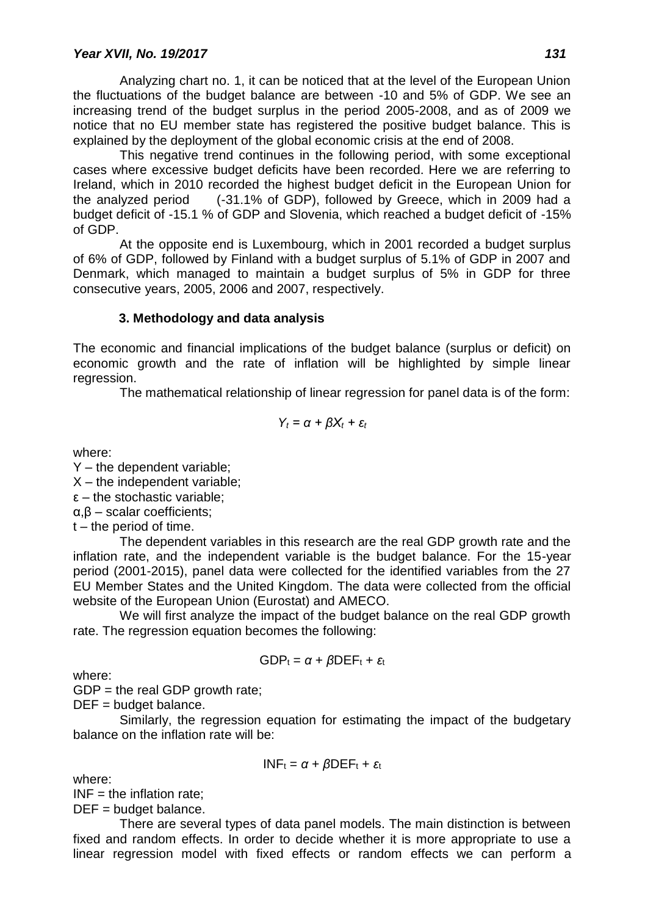Analyzing chart no. 1, it can be noticed that at the level of the European Union the fluctuations of the budget balance are between -10 and 5% of GDP. We see an increasing trend of the budget surplus in the period 2005-2008, and as of 2009 we notice that no EU member state has registered the positive budget balance. This is explained by the deployment of the global economic crisis at the end of 2008.

This negative trend continues in the following period, with some exceptional cases where excessive budget deficits have been recorded. Here we are referring to Ireland, which in 2010 recorded the highest budget deficit in the European Union for the analyzed period (-31.1% of GDP), followed by Greece, which in 2009 had a budget deficit of -15.1 % of GDP and Slovenia, which reached a budget deficit of -15% of GDP.

At the opposite end is Luxembourg, which in 2001 recorded a budget surplus of 6% of GDP, followed by Finland with a budget surplus of 5.1% of GDP in 2007 and Denmark, which managed to maintain a budget surplus of 5% in GDP for three consecutive years, 2005, 2006 and 2007, respectively.

## 3. Methodology and data analysis

The economic and financial implications of the budget balance (surplus or deficit) on economic growth and the rate of inflation will be highlighted by simple linear regression.

The mathematical relationship of linear regression for panel data is of the form:

$$Y_t = \alpha + \beta X_t + \varepsilon_t$$

where:

Y – the dependent variable;

X – the independent variable;

ε – the stochastic variable;

α,β – scalar coefficients;

t – the period of time.

The dependent variables in this research are the real GDP growth rate and the inflation rate, and the independent variable is the budget balance. For the 15-year period (2001-2015), panel data were collected for the identified variables from the 27 EU Member States and the United Kingdom. The data were collected from the official website of the European Union (Eurostat) and AMECO.

We will first analyze the impact of the budget balance on the real GDP growth rate. The regression equation becomes the following:

$$GDP_t = \alpha + \beta DEF_t + \varepsilon_t$$

where:

GDP = the real GDP growth rate;

DEF = budget balance.

Similarly, the regression equation for estimating the impact of the budgetary balance on the inflation rate will be:

$$INF_t = \alpha + \beta DEF_t + \varepsilon_t$$

where:

INF = the inflation rate;

DEF = budget balance.

There are several types of data panel models. The main distinction is between fixed and random effects. In order to decide whether it is more appropriate to use a linear regression model with fixed effects or random effects we can perform a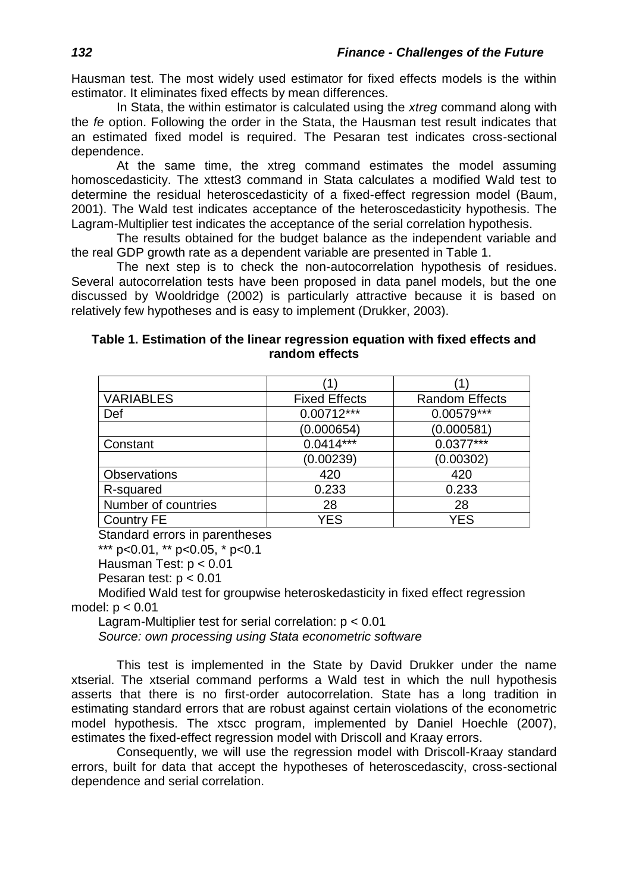Hausman test. The most widely used estimator for fixed effects models is the within estimator. It eliminates fixed effects by mean differences.

In Stata, the within estimator is calculated using the *xtreg* command along with the *fe* option. Following the order in the Stata, the Hausman test result indicates that an estimated fixed model is required. The Pesaran test indicates cross-sectional dependence.

At the same time, the xtreg command estimates the model assuming homoscedasticity. The xttest3 command in Stata calculates a modified Wald test to determine the residual heteroscedasticity of a fixed-effect regression model (Baum, 2001). The Wald test indicates acceptance of the heteroscedasticity hypothesis. The Lagram-Multiplier test indicates the acceptance of the serial correlation hypothesis.

The results obtained for the budget balance as the independent variable and the real GDP growth rate as a dependent variable are presented in Table 1.

The next step is to check the non-autocorrelation hypothesis of residues. Several autocorrelation tests have been proposed in data panel models, but the one discussed by Wooldridge (2002) is particularly attractive because it is based on relatively few hypotheses and is easy to implement (Drukker, 2003).

**Table 1. Estimation of the linear regression equation with fixed effects and random effects**

| | (1) | (1) |
|---|---|---|
| VARIABLES | Fixed Effects | Random Effects |
| Def | 0.00712*** | 0.00579*** |
| | (0.000654) | (0.000581) |
| Constant | 0.0414*** | 0.0377*** |
| | (0.00239) | (0.00302) |
| Observations | 420 | 420 |
| R-squared | 0.233 | 0.233 |
| Number of countries | 28 | 28 |
| Country FE | YES | YES |

Standard errors in parentheses

*** p<0.01, ** p<0.05, * p<0.1

Hausman Test: $p < 0.01$

Pesaran test: $p < 0.01$

Modified Wald test for groupwise heteroskedasticity in fixed effect regression model: $p < 0.01$

Lagram-Multiplier test for serial correlation: $p < 0.01$

*Source: own processing using Stata econometric software*

This test is implemented in the State by David Drukker under the name xtserial. The xtserial command performs a Wald test in which the null hypothesis asserts that there is no first-order autocorrelation. State has a long tradition in estimating standard errors that are robust against certain violations of the econometric model hypothesis. The xtscc program, implemented by Daniel Hoechle (2007), estimates the fixed-effect regression model with Driscoll and Kraay errors.

Consequently, we will use the regression model with Driscoll-Kraay standard errors, built for data that accept the hypotheses of heteroscedascity, cross-sectional dependence and serial correlation.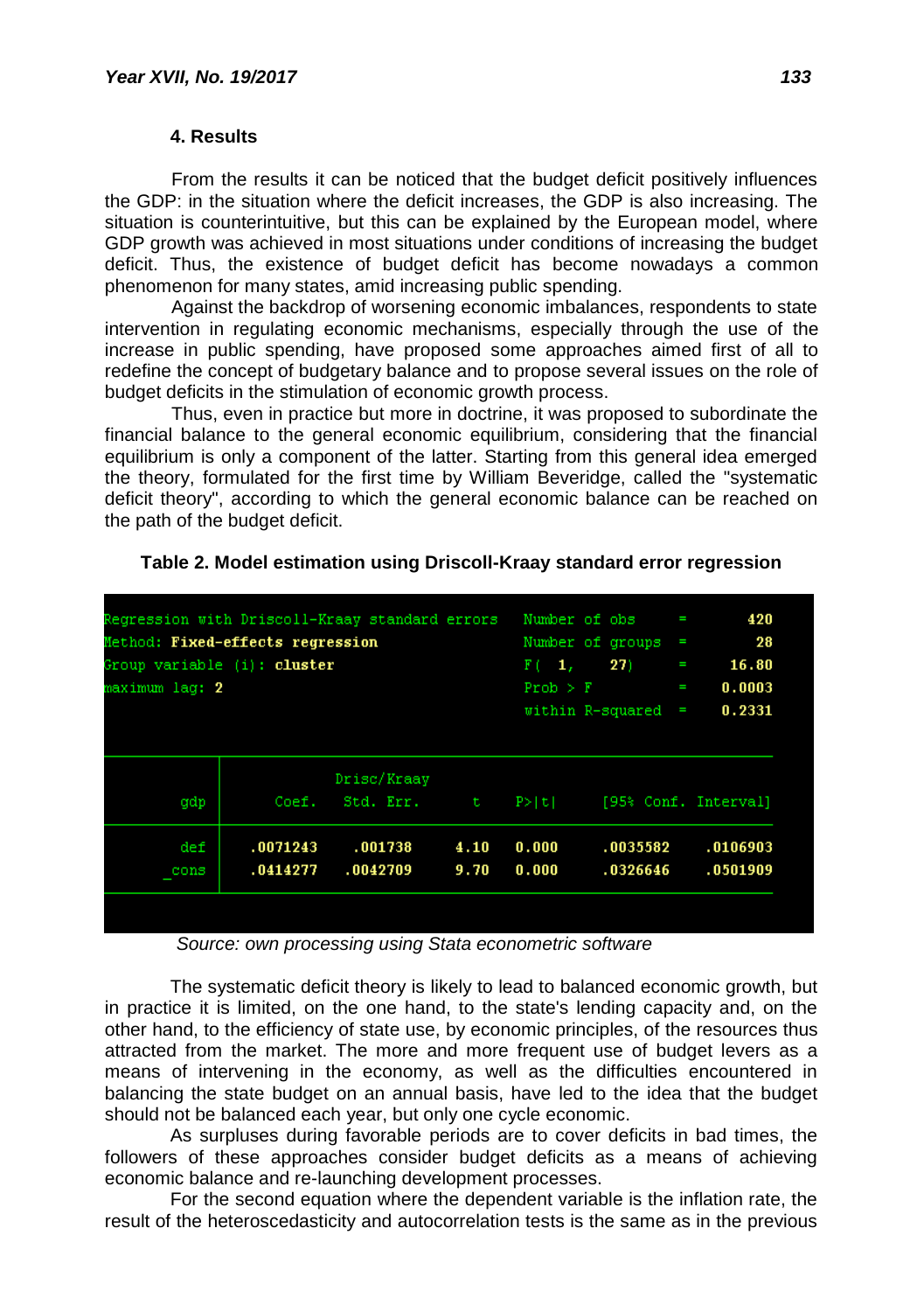### 4. Results

From the results it can be noticed that the budget deficit positively influences the GDP: in the situation where the deficit increases, the GDP is also increasing. The situation is counterintuitive, but this can be explained by the European model, where GDP growth was achieved in most situations under conditions of increasing the budget deficit. Thus, the existence of budget deficit has become nowadays a common phenomenon for many states, amid increasing public spending.

Against the backdrop of worsening economic imbalances, respondents to state intervention in regulating economic mechanisms, especially through the use of the increase in public spending, have proposed some approaches aimed first of all to redefine the concept of budgetary balance and to propose several issues on the role of budget deficits in the stimulation of economic growth process.

Thus, even in practice but more in doctrine, it was proposed to subordinate the financial balance to the general economic equilibrium, considering that the financial equilibrium is only a component of the latter. Starting from this general idea emerged the theory, formulated for the first time by William Beveridge, called the "systematic deficit theory", according to which the general economic balance can be reached on the path of the budget deficit.

**Table 2. Model estimation using Driscoll-Kraay standard error regression**

```
Regression with Driscoll-Kraay standard errors   Number of obs     =       420
Method: Fixed-effects regression                 Number of groups  =        28
Group variable (i): cluster                      F(  1,      27)   =     16.80
maximum lag: 2                                   Prob > F          =    0.0003
                                                 within R-squared  =    0.2331
```

| gdp | Coef. | Drisc/Kraay Std. Err. | t | P>\|t\| | [95% Conf. Interval] | |
|---|---|---|---|---|---|---|
| def | .0071243 | .001738 | 4.10 | 0.000 | .0035582 | .0106903 |
| _cons | .0414277 | .0042709 | 9.70 | 0.000 | .0326646 | .0501909 |

*Source: own processing using Stata econometric software*

The systematic deficit theory is likely to lead to balanced economic growth, but in practice it is limited, on the one hand, to the state's lending capacity and, on the other hand, to the efficiency of state use, by economic principles, of the resources thus attracted from the market. The more and more frequent use of budget levers as a means of intervening in the economy, as well as the difficulties encountered in balancing the state budget on an annual basis, have led to the idea that the budget should not be balanced each year, but only one cycle economic.

As surpluses during favorable periods are to cover deficits in bad times, the followers of these approaches consider budget deficits as a means of achieving economic balance and re-launching development processes.

For the second equation where the dependent variable is the inflation rate, the result of the heteroscedasticity and autocorrelation tests is the same as in the previous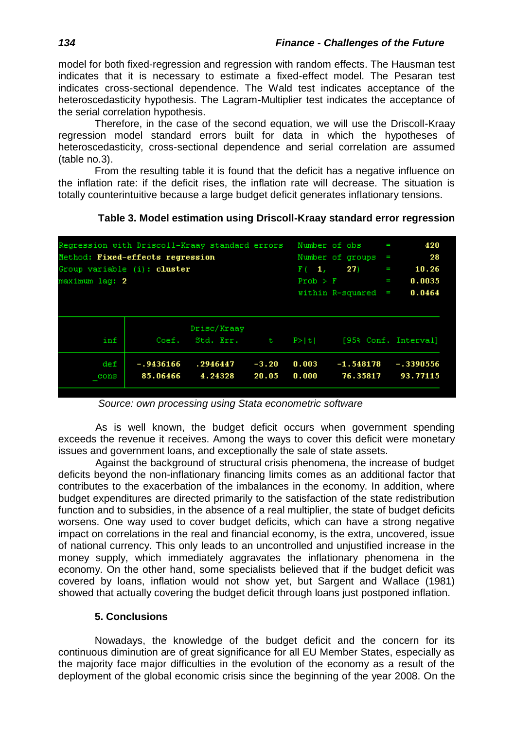model for both fixed-regression and regression with random effects. The Hausman test indicates that it is necessary to estimate a fixed-effect model. The Pesaran test indicates cross-sectional dependence. The Wald test indicates acceptance of the heteroscedasticity hypothesis. The Lagram-Multiplier test indicates the acceptance of the serial correlation hypothesis.

Therefore, in the case of the second equation, we will use the Driscoll-Kraay regression model standard errors built for data in which the hypotheses of heteroscedasticity, cross-sectional dependence and serial correlation are assumed (table no.3).

From the resulting table it is found that the deficit has a negative influence on the inflation rate: if the deficit rises, the inflation rate will decrease. The situation is totally counterintuitive because a large budget deficit generates inflationary tensions.

**Table 3. Model estimation using Driscoll-Kraay standard error regression**

```
Regression with Driscoll-Kraay standard errors   Number of obs     =       420
Method: Fixed-effects regression                 Number of groups  =        28
Group variable (i): cluster                      F(  1,       27)  =     10.26
maximum lag: 2                                   Prob > F          =    0.0035
                                                 within R-squared  =    0.0464
```

| inf | Coef. | Drisc/Kraay Std. Err. | t | P>\|t\| | [95% Conf. Interval] | |
|---|---|---|---|---|---|---|
| def | -.9436166 | .2946447 | -3.20 | 0.003 | -1.548178 | -.3390556 |
| _cons | 85.06466 | 4.24328 | 20.05 | 0.000 | 76.35817 | 93.77115 |

*Source: own processing using Stata econometric software*

As is well known, the budget deficit occurs when government spending exceeds the revenue it receives. Among the ways to cover this deficit were monetary issues and government loans, and exceptionally the sale of state assets.

Against the background of structural crisis phenomena, the increase of budget deficits beyond the non-inflationary financing limits comes as an additional factor that contributes to the exacerbation of the imbalances in the economy. In addition, where budget expenditures are directed primarily to the satisfaction of the state redistribution function and to subsidies, in the absence of a real multiplier, the state of budget deficits worsens. One way used to cover budget deficits, which can have a strong negative impact on correlations in the real and financial economy, is the extra, uncovered, issue of national currency. This only leads to an uncontrolled and unjustified increase in the money supply, which immediately aggravates the inflationary phenomena in the economy. On the other hand, some specialists believed that if the budget deficit was covered by loans, inflation would not show yet, but Sargent and Wallace (1981) showed that actually covering the budget deficit through loans just postponed inflation.

## 5. Conclusions

Nowadays, the knowledge of the budget deficit and the concern for its continuous diminution are of great significance for all EU Member States, especially as the majority face major difficulties in the evolution of the economy as a result of the deployment of the global economic crisis since the beginning of the year 2008. On the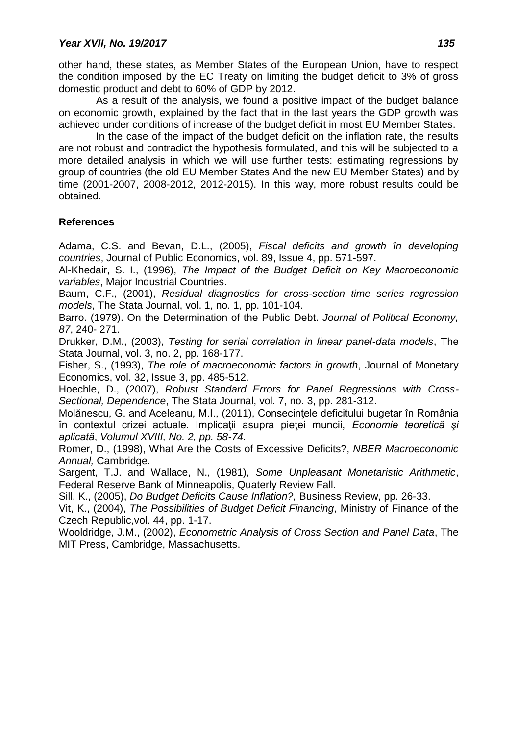other hand, these states, as Member States of the European Union, have to respect the condition imposed by the EC Treaty on limiting the budget deficit to 3% of gross domestic product and debt to 60% of GDP by 2012.

As a result of the analysis, we found a positive impact of the budget balance on economic growth, explained by the fact that in the last years the GDP growth was achieved under conditions of increase of the budget deficit in most EU Member States.

In the case of the impact of the budget deficit on the inflation rate, the results are not robust and contradict the hypothesis formulated, and this will be subjected to a more detailed analysis in which we will use further tests: estimating regressions by group of countries (the old EU Member States And the new EU Member States) and by time (2001-2007, 2008-2012, 2012-2015). In this way, more robust results could be obtained.

**References**

Adama, C.S. and Bevan, D.L., (2005), *Fiscal deficits and growth în developing countries*, Journal of Public Economics, vol. 89, Issue 4, pp. 571-597.

Al-Khedair, S. I., (1996), *The Impact of the Budget Deficit on Key Macroeconomic variables*, Major Industrial Countries.

Baum, C.F., (2001), *Residual diagnostics for cross-section time series regression models*, The Stata Journal, vol. 1, no. 1, pp. 101-104.

Barro. (1979). On the Determination of the Public Debt. *Journal of Political Economy, 87*, 240- 271.

Drukker, D.M., (2003), *Testing for serial correlation in linear panel-data models*, The Stata Journal, vol. 3, no. 2, pp. 168-177.

Fisher, S., (1993), *The role of macroeconomic factors in growth*, Journal of Monetary Economics, vol. 32, Issue 3, pp. 485-512.

Hoechle, D., (2007), *Robust Standard Errors for Panel Regressions with Cross-Sectional, Dependence*, The Stata Journal, vol. 7, no. 3, pp. 281-312.

Molănescu, G. and Aceleanu, M.I., (2011), Consecinţele deficitului bugetar în România în contextul crizei actuale. Implicaţii asupra pieţei muncii, *Economie teoretică şi aplicată*, *Volumul XVIII, No. 2, pp. 58-74.*

Romer, D., (1998), What Are the Costs of Excessive Deficits?, *NBER Macroeconomic Annual,* Cambridge.

Sargent, T.J. and Wallace, N., (1981), *Some Unpleasant Monetaristic Arithmetic*, Federal Reserve Bank of Minneapolis, Quaterly Review Fall.

Sill, K., (2005), *Do Budget Deficits Cause Inflation?,* Business Review, pp. 26-33.

Vit, K., (2004), *The Possibilities of Budget Deficit Financing*, Ministry of Finance of the Czech Republic,vol. 44, pp. 1-17.

Wooldridge, J.M., (2002), *Econometric Analysis of Cross Section and Panel Data*, The MIT Press, Cambridge, Massachusetts.